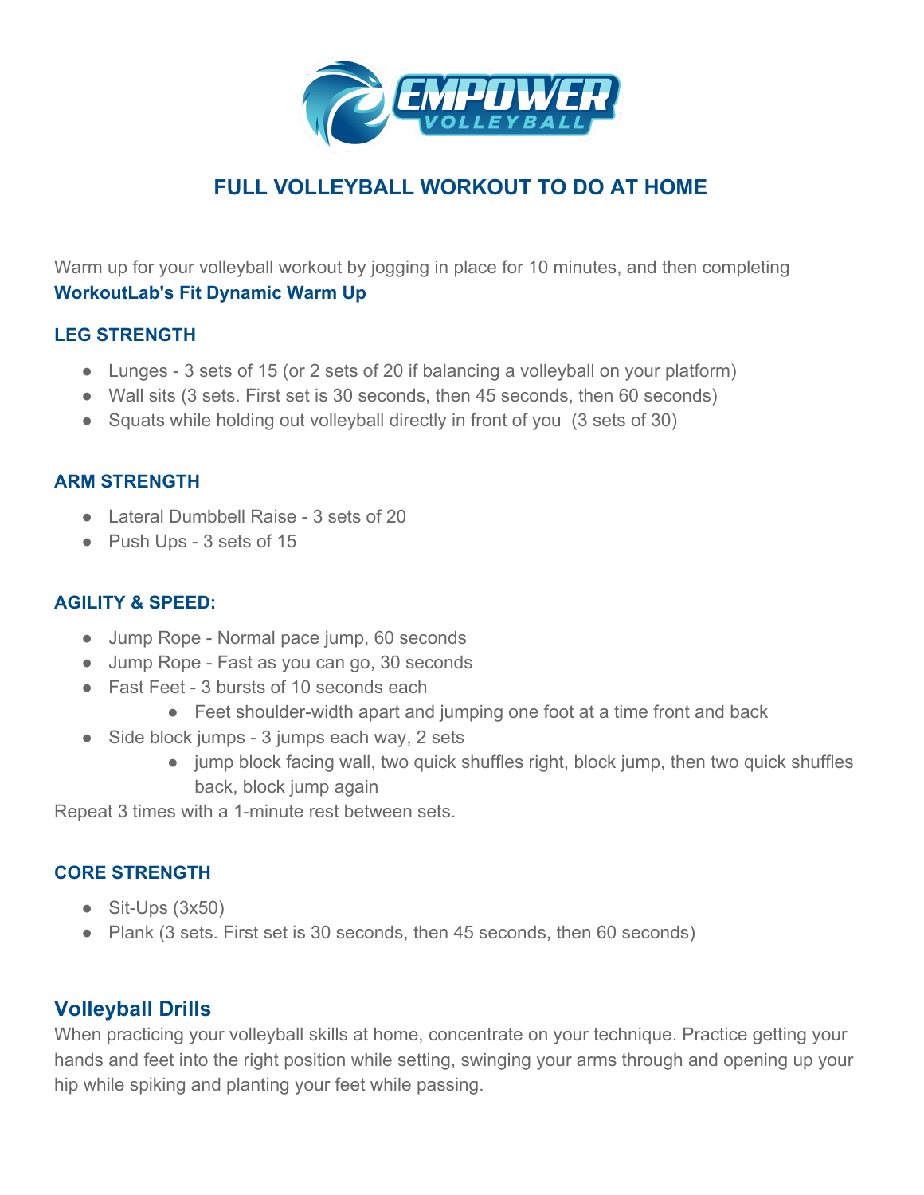# FULL VOLLEYBALL WORKOUT TO DO AT HOME

Warm up for your volleyball workout by jogging in place for 10 minutes, and then completing **WorkoutLab's Fit Dynamic Warm Up**

### LEG STRENGTH

- Lunges - 3 sets of 15 (or 2 sets of 20 if balancing a volleyball on your platform)
- Wall sits (3 sets. First set is 30 seconds, then 45 seconds, then 60 seconds)
- Squats while holding out volleyball directly in front of you (3 sets of 30)

### ARM STRENGTH

- Lateral Dumbbell Raise - 3 sets of 20
- Push Ups - 3 sets of 15

### AGILITY & SPEED:

- Jump Rope - Normal pace jump, 60 seconds
- Jump Rope - Fast as you can go, 30 seconds
- Fast Feet - 3 bursts of 10 seconds each
  - Feet shoulder-width apart and jumping one foot at a time front and back
- Side block jumps - 3 jumps each way, 2 sets
  - jump block facing wall, two quick shuffles right, block jump, then two quick shuffles back, block jump again

Repeat 3 times with a 1-minute rest between sets.

### CORE STRENGTH

- Sit-Ups (3x50)
- Plank (3 sets. First set is 30 seconds, then 45 seconds, then 60 seconds)

## Volleyball Drills

When practicing your volleyball skills at home, concentrate on your technique. Practice getting your hands and feet into the right position while setting, swinging your arms through and opening up your hip while spiking and planting your feet while passing.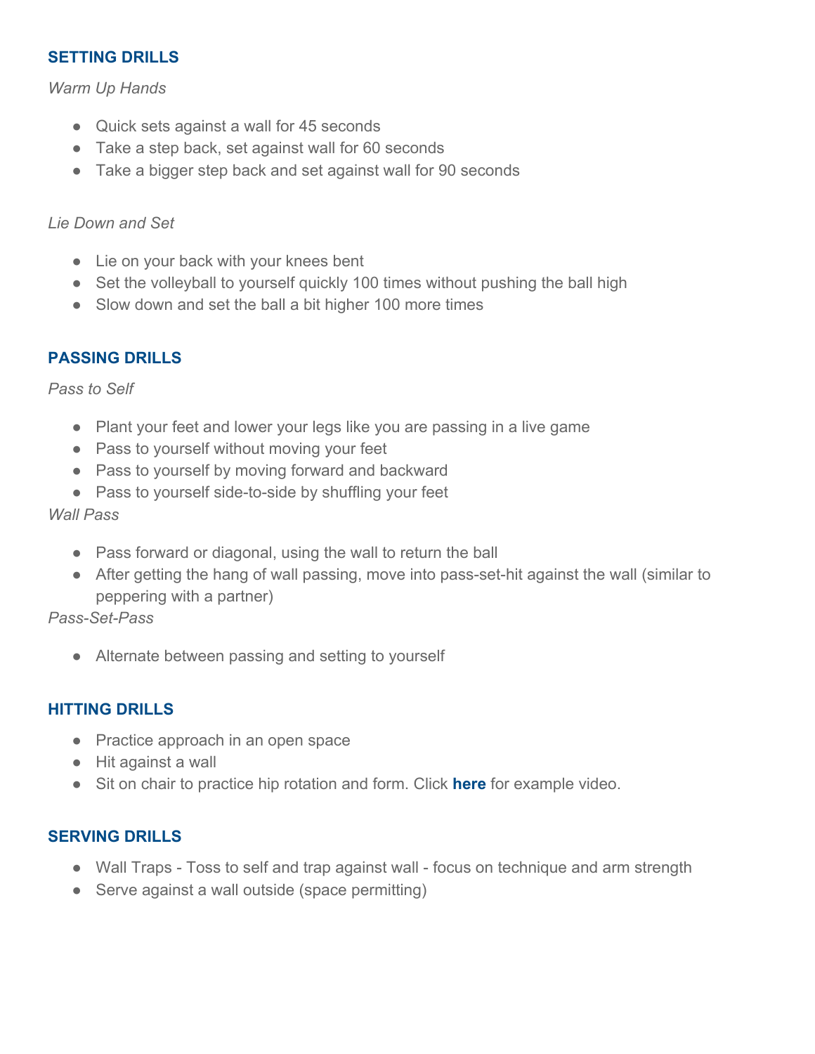## SETTING DRILLS

*Warm Up Hands*

- Quick sets against a wall for 45 seconds
- Take a step back, set against wall for 60 seconds
- Take a bigger step back and set against wall for 90 seconds

*Lie Down and Set*

- Lie on your back with your knees bent
- Set the volleyball to yourself quickly 100 times without pushing the ball high
- Slow down and set the ball a bit higher 100 more times

## PASSING DRILLS

*Pass to Self*

- Plant your feet and lower your legs like you are passing in a live game
- Pass to yourself without moving your feet
- Pass to yourself by moving forward and backward
- Pass to yourself side-to-side by shuffling your feet

*Wall Pass*

- Pass forward or diagonal, using the wall to return the ball
- After getting the hang of wall passing, move into pass-set-hit against the wall (similar to peppering with a partner)

*Pass-Set-Pass*

- Alternate between passing and setting to yourself

## HITTING DRILLS

- Practice approach in an open space
- Hit against a wall
- Sit on chair to practice hip rotation and form. Click **here** for example video.

## SERVING DRILLS

- Wall Traps - Toss to self and trap against wall - focus on technique and arm strength
- Serve against a wall outside (space permitting)